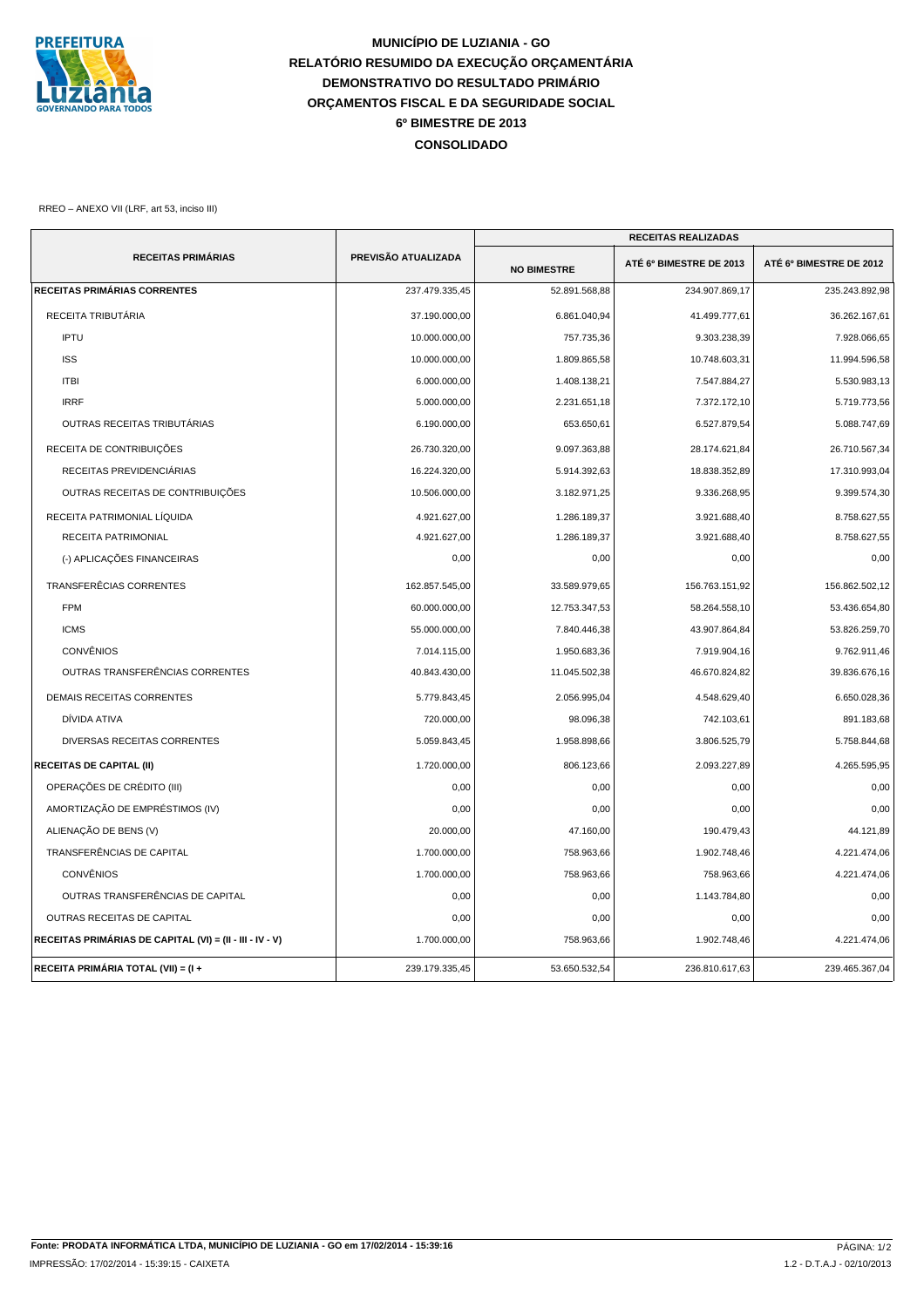# MUNICÍPIO DE LUZIANIA - GO
## RELATÓRIO RESUMIDO DA EXECUÇÃO ORÇAMENTÁRIA
## DEMONSTRATIVO DO RESULTADO PRIMÁRIO
## ORÇAMENTOS FISCAL E DA SEGURIDADE SOCIAL
## 6º BIMESTRE DE 2013
## CONSOLIDADO

RREO – ANEXO VII (LRF, art 53, inciso III)

| RECEITAS PRIMÁRIAS | PREVISÃO ATUALIZADA | RECEITAS REALIZADAS | | |
|---|---|---|---|---|
| | | NO BIMESTRE | ATÉ 6º BIMESTRE DE 2013 | ATÉ 6º BIMESTRE DE 2012 |
| **RECEITAS PRIMÁRIAS CORRENTES** | 237.479.335,45 | 52.891.568,88 | 234.907.869,17 | 235.243.892,98 |
| RECEITA TRIBUTÁRIA | 37.190.000,00 | 6.861.040,94 | 41.499.777,61 | 36.262.167,61 |
| IPTU | 10.000.000,00 | 757.735,36 | 9.303.238,39 | 7.928.066,65 |
| ISS | 10.000.000,00 | 1.809.865,58 | 10.748.603,31 | 11.994.596,58 |
| ITBI | 6.000.000,00 | 1.408.138,21 | 7.547.884,27 | 5.530.983,13 |
| IRRF | 5.000.000,00 | 2.231.651,18 | 7.372.172,10 | 5.719.773,56 |
| OUTRAS RECEITAS TRIBUTÁRIAS | 6.190.000,00 | 653.650,61 | 6.527.879,54 | 5.088.747,69 |
| RECEITA DE CONTRIBUIÇÕES | 26.730.320,00 | 9.097.363,88 | 28.174.621,84 | 26.710.567,34 |
| RECEITAS PREVIDENCIÁRIAS | 16.224.320,00 | 5.914.392,63 | 18.838.352,89 | 17.310.993,04 |
| OUTRAS RECEITAS DE CONTRIBUIÇÕES | 10.506.000,00 | 3.182.971,25 | 9.336.268,95 | 9.399.574,30 |
| RECEITA PATRIMONIAL LÍQUIDA | 4.921.627,00 | 1.286.189,37 | 3.921.688,40 | 8.758.627,55 |
| RECEITA PATRIMONIAL | 4.921.627,00 | 1.286.189,37 | 3.921.688,40 | 8.758.627,55 |
| (-) APLICAÇÕES FINANCEIRAS | 0,00 | 0,00 | 0,00 | 0,00 |
| TRANSFERÊCIAS CORRENTES | 162.857.545,00 | 33.589.979,65 | 156.763.151,92 | 156.862.502,12 |
| FPM | 60.000.000,00 | 12.753.347,53 | 58.264.558,10 | 53.436.654,80 |
| ICMS | 55.000.000,00 | 7.840.446,38 | 43.907.864,84 | 53.826.259,70 |
| CONVÊNIOS | 7.014.115,00 | 1.950.683,36 | 7.919.904,16 | 9.762.911,46 |
| OUTRAS TRANSFERÊNCIAS CORRENTES | 40.843.430,00 | 11.045.502,38 | 46.670.824,82 | 39.836.676,16 |
| DEMAIS RECEITAS CORRENTES | 5.779.843,45 | 2.056.995,04 | 4.548.629,40 | 6.650.028,36 |
| DÍVIDA ATIVA | 720.000,00 | 98.096,38 | 742.103,61 | 891.183,68 |
| DIVERSAS RECEITAS CORRENTES | 5.059.843,45 | 1.958.898,66 | 3.806.525,79 | 5.758.844,68 |
| **RECEITAS DE CAPITAL (II)** | 1.720.000,00 | 806.123,66 | 2.093.227,89 | 4.265.595,95 |
| OPERAÇÕES DE CRÉDITO (III) | 0,00 | 0,00 | 0,00 | 0,00 |
| AMORTIZAÇÃO DE EMPRÉSTIMOS (IV) | 0,00 | 0,00 | 0,00 | 0,00 |
| ALIENAÇÃO DE BENS (V) | 20.000,00 | 47.160,00 | 190.479,43 | 44.121,89 |
| TRANSFERÊNCIAS DE CAPITAL | 1.700.000,00 | 758.963,66 | 1.902.748,46 | 4.221.474,06 |
| CONVÊNIOS | 1.700.000,00 | 758.963,66 | 758.963,66 | 4.221.474,06 |
| OUTRAS TRANSFERÊNCIAS DE CAPITAL | 0,00 | 0,00 | 1.143.784,80 | 0,00 |
| OUTRAS RECEITAS DE CAPITAL | 0,00 | 0,00 | 0,00 | 0,00 |
| **RECEITAS PRIMÁRIAS DE CAPITAL (VI) = (II - III - IV - V)** | 1.700.000,00 | 758.963,66 | 1.902.748,46 | 4.221.474,06 |
| **RECEITA PRIMÁRIA TOTAL (VII) = (I +** | 239.179.335,45 | 53.650.532,54 | 236.810.617,63 | 239.465.367,04 |

**Fonte: PRODATA INFORMÁTICA LTDA, MUNICÍPIO DE LUZIANIA - GO em 17/02/2014 - 15:39:16**

IMPRESSÃO: 17/02/2014 - 15:39:15 - CAIXETA

1.2 - D.T.A.J - 02/10/2013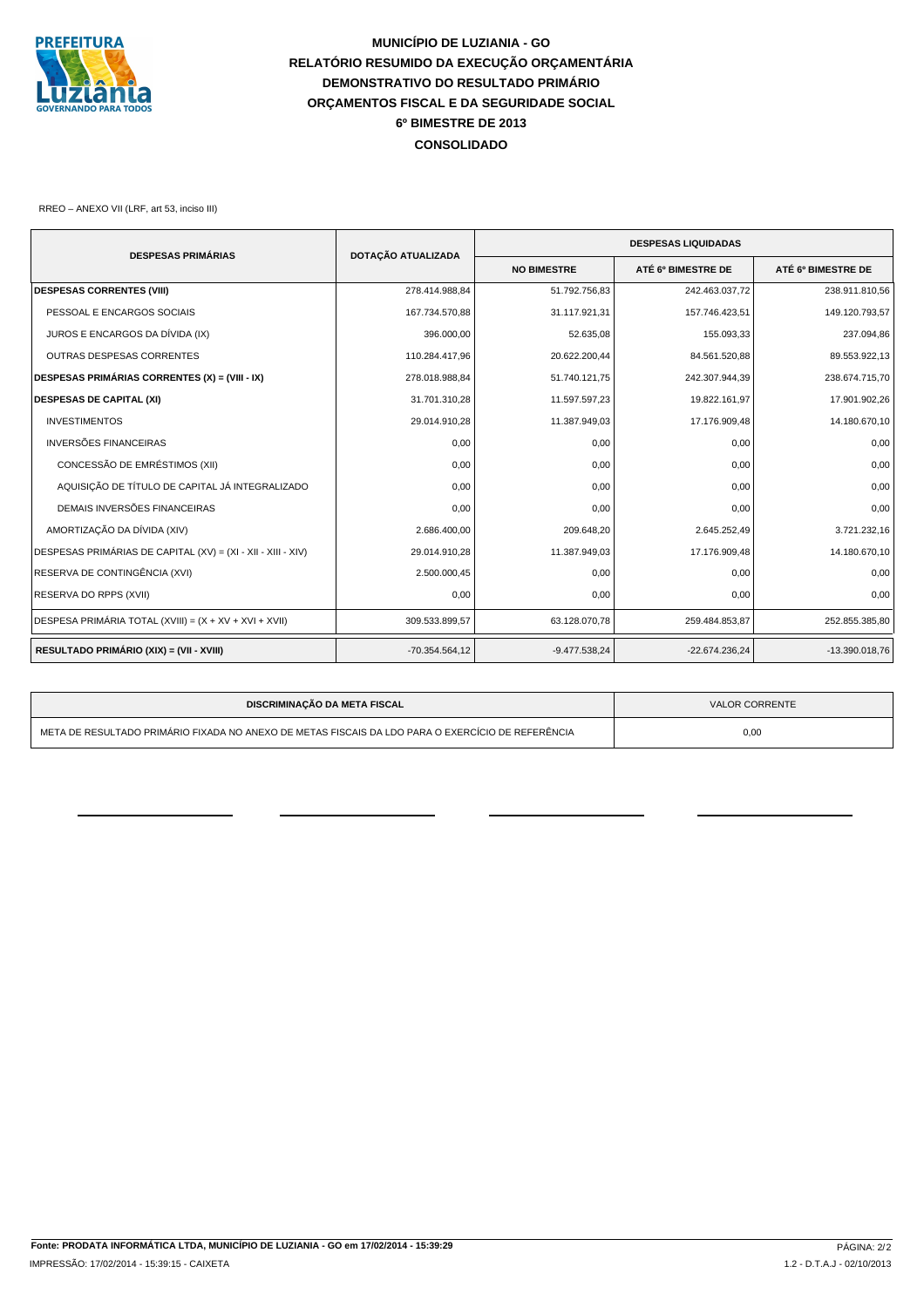# MUNICÍPIO DE LUZIANIA - GO
## RELATÓRIO RESUMIDO DA EXECUÇÃO ORÇAMENTÁRIA
## DEMONSTRATIVO DO RESULTADO PRIMÁRIO
## ORÇAMENTOS FISCAL E DA SEGURIDADE SOCIAL
## 6º BIMESTRE DE 2013
## CONSOLIDADO

RREO – ANEXO VII (LRF, art 53, inciso III)

| DESPESAS PRIMÁRIAS | DOTAÇÃO ATUALIZADA | DESPESAS LIQUIDADAS | | |
|---|---|---|---|---|
| | | NO BIMESTRE | ATÉ 6º BIMESTRE DE | ATÉ 6º BIMESTRE DE |
| **DESPESAS CORRENTES (VIII)** | 278.414.988,84 | 51.792.756,83 | 242.463.037,72 | 238.911.810,56 |
| PESSOAL E ENCARGOS SOCIAIS | 167.734.570,88 | 31.117.921,31 | 157.746.423,51 | 149.120.793,57 |
| JUROS E ENCARGOS DA DÍVIDA (IX) | 396.000,00 | 52.635,08 | 155.093,33 | 237.094,86 |
| OUTRAS DESPESAS CORRENTES | 110.284.417,96 | 20.622.200,44 | 84.561.520,88 | 89.553.922,13 |
| **DESPESAS PRIMÁRIAS CORRENTES (X) = (VIII - IX)** | 278.018.988,84 | 51.740.121,75 | 242.307.944,39 | 238.674.715,70 |
| **DESPESAS DE CAPITAL (XI)** | 31.701.310,28 | 11.597.597,23 | 19.822.161,97 | 17.901.902,26 |
| INVESTIMENTOS | 29.014.910,28 | 11.387.949,03 | 17.176.909,48 | 14.180.670,10 |
| INVERSÕES FINANCEIRAS | 0,00 | 0,00 | 0,00 | 0,00 |
| CONCESSÃO DE EMRÉSTIMOS (XII) | 0,00 | 0,00 | 0,00 | 0,00 |
| AQUISIÇÃO DE TÍTULO DE CAPITAL JÁ INTEGRALIZADO | 0,00 | 0,00 | 0,00 | 0,00 |
| DEMAIS INVERSÕES FINANCEIRAS | 0,00 | 0,00 | 0,00 | 0,00 |
| AMORTIZAÇÃO DA DÍVIDA (XIV) | 2.686.400,00 | 209.648,20 | 2.645.252,49 | 3.721.232,16 |
| DESPESAS PRIMÁRIAS DE CAPITAL (XV) = (XI - XII - XIII - XIV) | 29.014.910,28 | 11.387.949,03 | 17.176.909,48 | 14.180.670,10 |
| RESERVA DE CONTINGÊNCIA (XVI) | 2.500.000,45 | 0,00 | 0,00 | 0,00 |
| RESERVA DO RPPS (XVII) | 0,00 | 0,00 | 0,00 | 0,00 |
| DESPESA PRIMÁRIA TOTAL (XVIII) = (X + XV + XVI + XVII) | 309.533.899,57 | 63.128.070,78 | 259.484.853,87 | 252.855.385,80 |
| **RESULTADO PRIMÁRIO (XIX) = (VII - XVIII)** | -70.354.564,12 | -9.477.538,24 | -22.674.236,24 | -13.390.018,76 |

| DISCRIMINAÇÃO DA META FISCAL | VALOR CORRENTE |
|---|---|
| META DE RESULTADO PRIMÁRIO FIXADA NO ANEXO DE METAS FISCAIS DA LDO PARA O EXERCÍCIO DE REFERÊNCIA | 0,00 |

**Fonte: PRODATA INFORMÁTICA LTDA, MUNICÍPIO DE LUZIANIA - GO em 17/02/2014 - 15:39:29**

IMPRESSÃO: 17/02/2014 - 15:39:15 - CAIXETA

1.2 - D.T.A.J - 02/10/2013